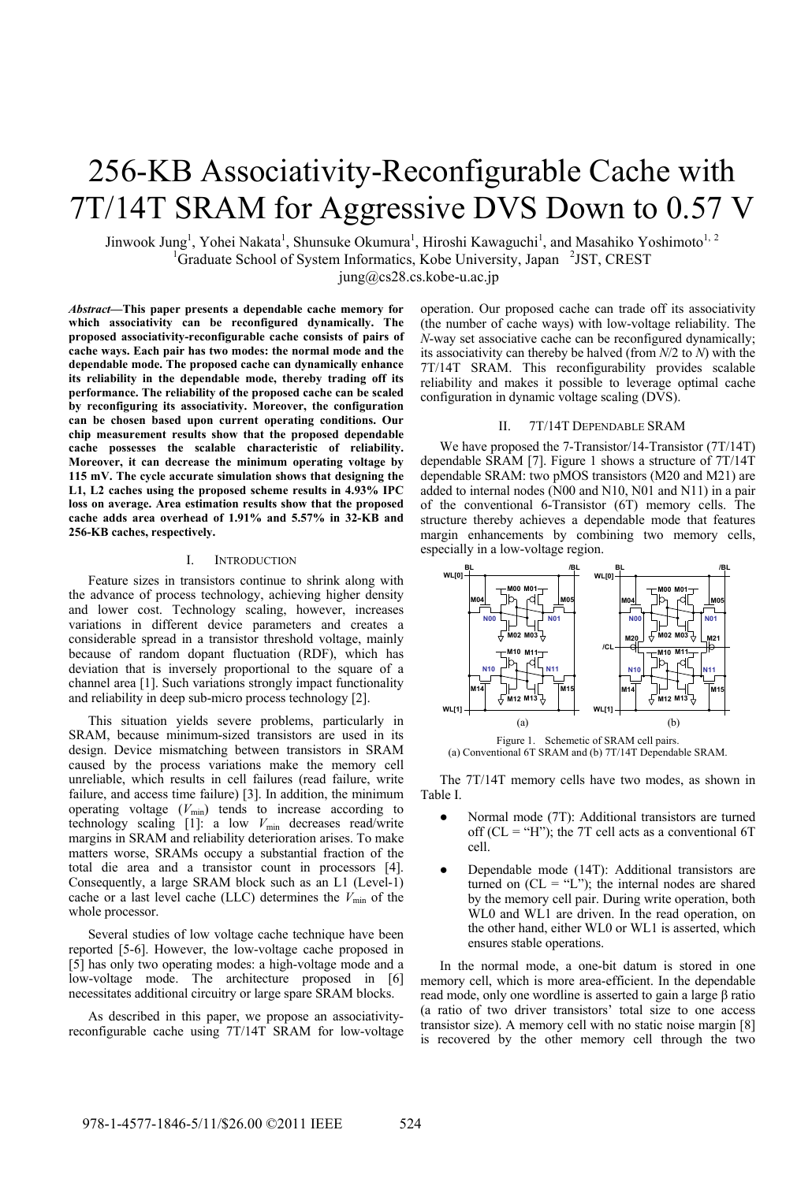# 256-KB Associativity-Reconfigurable Cache with 7T/14T SRAM for Aggressive DVS Down to 0.57 V

Jinwook Jung[1], Yohei Nakata[1], Shunsuke Okumura[1], Hiroshi Kawaguchi[1], and Masahiko Yoshimoto[1, 2]

[1]Graduate School of System Informatics, Kobe University, Japan [2]JST, CREST

jung@cs28.cs.kobe-u.ac.jp

***Abstract*—This paper presents a dependable cache memory for which associativity can be reconfigured dynamically. The proposed associativity-reconfigurable cache consists of pairs of cache ways. Each pair has two modes: the normal mode and the dependable mode. The proposed cache can dynamically enhance its reliability in the dependable mode, thereby trading off its performance. The reliability of the proposed cache can be scaled by reconfiguring its associativity. Moreover, the configuration can be chosen based upon current operating conditions. Our chip measurement results show that the proposed dependable cache possesses the scalable characteristic of reliability. Moreover, it can decrease the minimum operating voltage by 115 mV. The cycle accurate simulation shows that designing the L1, L2 caches using the proposed scheme results in 4.93% IPC loss on average. Area estimation results show that the proposed cache adds area overhead of 1.91% and 5.57% in 32-KB and 256-KB caches, respectively.**

## I. Introduction

Feature sizes in transistors continue to shrink along with the advance of process technology, achieving higher density and lower cost. Technology scaling, however, increases variations in different device parameters and creates a considerable spread in a transistor threshold voltage, mainly because of random dopant fluctuation (RDF), which has deviation that is inversely proportional to the square of a channel area [1]. Such variations strongly impact functionality and reliability in deep sub-micro process technology [2].

This situation yields severe problems, particularly in SRAM, because minimum-sized transistors are used in its design. Device mismatching between transistors in SRAM caused by the process variations make the memory cell unreliable, which results in cell failures (read failure, write failure, and access time failure) [3]. In addition, the minimum operating voltage ($V_{\min}$) tends to increase according to technology scaling [1]: a low $V_{\min}$ decreases read/write margins in SRAM and reliability deterioration arises. To make matters worse, SRAMs occupy a substantial fraction of the total die area and a transistor count in processors [4]. Consequently, a large SRAM block such as an L1 (Level-1) cache or a last level cache (LLC) determines the $V_{\min}$ of the whole processor.

Several studies of low voltage cache technique have been reported [5-6]. However, the low-voltage cache proposed in [5] has only two operating modes: a high-voltage mode and a low-voltage mode. The architecture proposed in [6] necessitates additional circuitry or large spare SRAM blocks.

As described in this paper, we propose an associativity-reconfigurable cache using 7T/14T SRAM for low-voltage operation. Our proposed cache can trade off its associativity (the number of cache ways) with low-voltage reliability. The *N*-way set associative cache can be reconfigured dynamically; its associativity can thereby be halved (from *N*/2 to *N*) with the 7T/14T SRAM. This reconfigurability provides scalable reliability and makes it possible to leverage optimal cache configuration in dynamic voltage scaling (DVS).

## II. 7T/14T Dependable SRAM

We have proposed the 7-Transistor/14-Transistor (7T/14T) dependable SRAM [7]. Figure 1 shows a structure of 7T/14T dependable SRAM: two pMOS transistors (M20 and M21) are added to internal nodes (N00 and N10, N01 and N11) in a pair of the conventional 6-Transistor (6T) memory cells. The structure thereby achieves a dependable mode that features margin enhancements by combining two memory cells, especially in a low-voltage region.

Figure 1. Schematic of SRAM cell pairs.
(a) Conventional 6T SRAM and (b) 7T/14T Dependable SRAM.

The 7T/14T memory cells have two modes, as shown in Table I.

- Normal mode (7T): Additional transistors are turned off (CL = "H"); the 7T cell acts as a conventional 6T cell.
- Dependable mode (14T): Additional transistors are turned on (CL = "L"); the internal nodes are shared by the memory cell pair. During write operation, both WL0 and WL1 are driven. In the read operation, on the other hand, either WL0 or WL1 is asserted, which ensures stable operations.

In the normal mode, a one-bit datum is stored in one memory cell, which is more area-efficient. In the dependable read mode, only one wordline is asserted to gain a large β ratio (a ratio of two driver transistors' total size to one access transistor size). A memory cell with no static noise margin [8] is recovered by the other memory cell through the two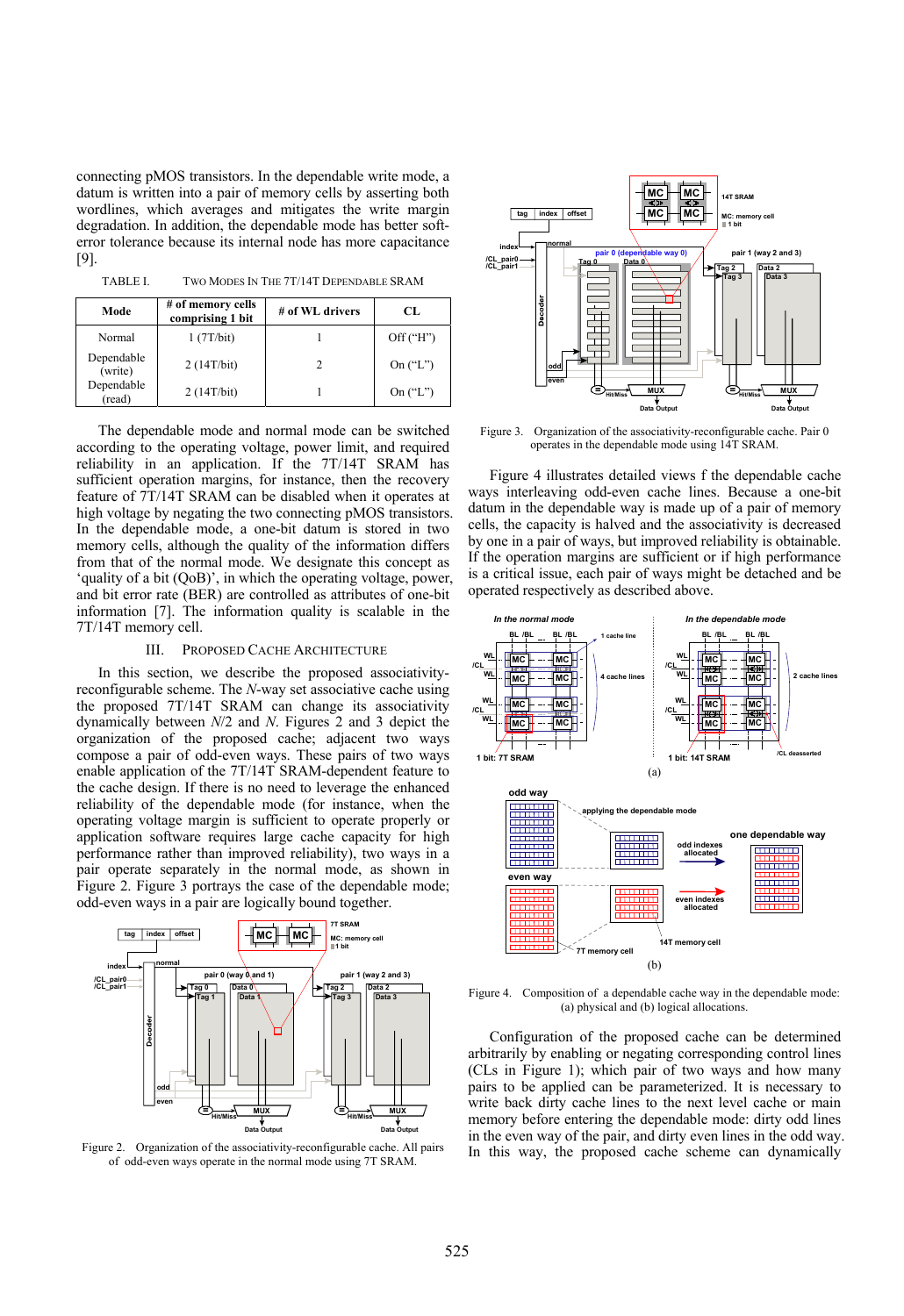connecting pMOS transistors. In the dependable write mode, a datum is written into a pair of memory cells by asserting both wordlines, which averages and mitigates the write margin degradation. In addition, the dependable mode has better soft-error tolerance because its internal node has more capacitance [9].

TABLE I. TWO MODES IN THE 7T/14T DEPENDABLE SRAM

| Mode | # of memory cells comprising 1 bit | # of WL drivers | CL |
|---|---|---|---|
| Normal | 1 (7T/bit) | 1 | Off ("H") |
| Dependable (write) | 2 (14T/bit) | 2 | On ("L") |
| Dependable (read) | 2 (14T/bit) | 1 | On ("L") |

The dependable mode and normal mode can be switched according to the operating voltage, power limit, and required reliability in an application. If the 7T/14T SRAM has sufficient operation margins, for instance, then the recovery feature of 7T/14T SRAM can be disabled when it operates at high voltage by negating the two connecting pMOS transistors. In the dependable mode, a one-bit datum is stored in two memory cells, although the information differs from that of the normal mode. We designate this concept as 'quality of a bit (QoB)', in which the operating voltage, power, and bit error rate (BER) are controlled as attributes of one-bit information [7]. The information quality is scalable in the 7T/14T memory cell.

## III. PROPOSED CACHE ARCHITECTURE

In this section, we describe the proposed associativity-reconfigurable scheme. The $N$-way set associative cache using the proposed 7T/14T SRAM can change its associativity dynamically between $N/2$ and $N$. Figures 2 and 3 depict the organization of the proposed cache; adjacent two ways compose a pair of odd-even ways. These pairs of two ways enable application of the 7T/14T SRAM-dependent feature to the cache design. If there is no need to leverage the enhanced reliability of the dependable mode (for instance, when the operating voltage margin is sufficient to operate properly or application software requires large cache capacity for high performance rather than improved reliability), two ways in a pair operate separately in the normal mode, as shown in Figure 2. Figure 3 portrays the case of the dependable mode; odd-even ways in a pair are logically bound together.

Figure 2. Organization of the associativity-reconfigurable cache. All pairs of odd-even ways operate in the normal mode using 7T SRAM.

Figure 3. Organization of the associativity-reconfigurable cache. Pair 0 operates in the dependable mode using 14T SRAM.

Figure 4 illustrates detailed views f the dependable cache ways interleaving odd-even cache lines. Because a one-bit datum in the dependable way is made up of a pair of memory cells, the capacity is halved and the associativity is decreased by one in a pair of ways, but improved reliability is obtainable. If the operation margins are sufficient or if high performance is a critical issue, each pair of ways might be detached and be operated respectively as described above.

Figure 4. Composition of a dependable cache way in the dependable mode: (a) physical and (b) logical allocations.

Configuration of the proposed cache can be determined arbitrarily by enabling or negating corresponding control lines (CLs in Figure 1); which pair of two ways and how many pairs to be applied can be parameterized. It is necessary to write back dirty cache lines to the next level cache or main memory before entering the dependable mode: dirty odd lines in the even way of the pair, and dirty even lines in the odd way. In this way, the proposed cache scheme can dynamically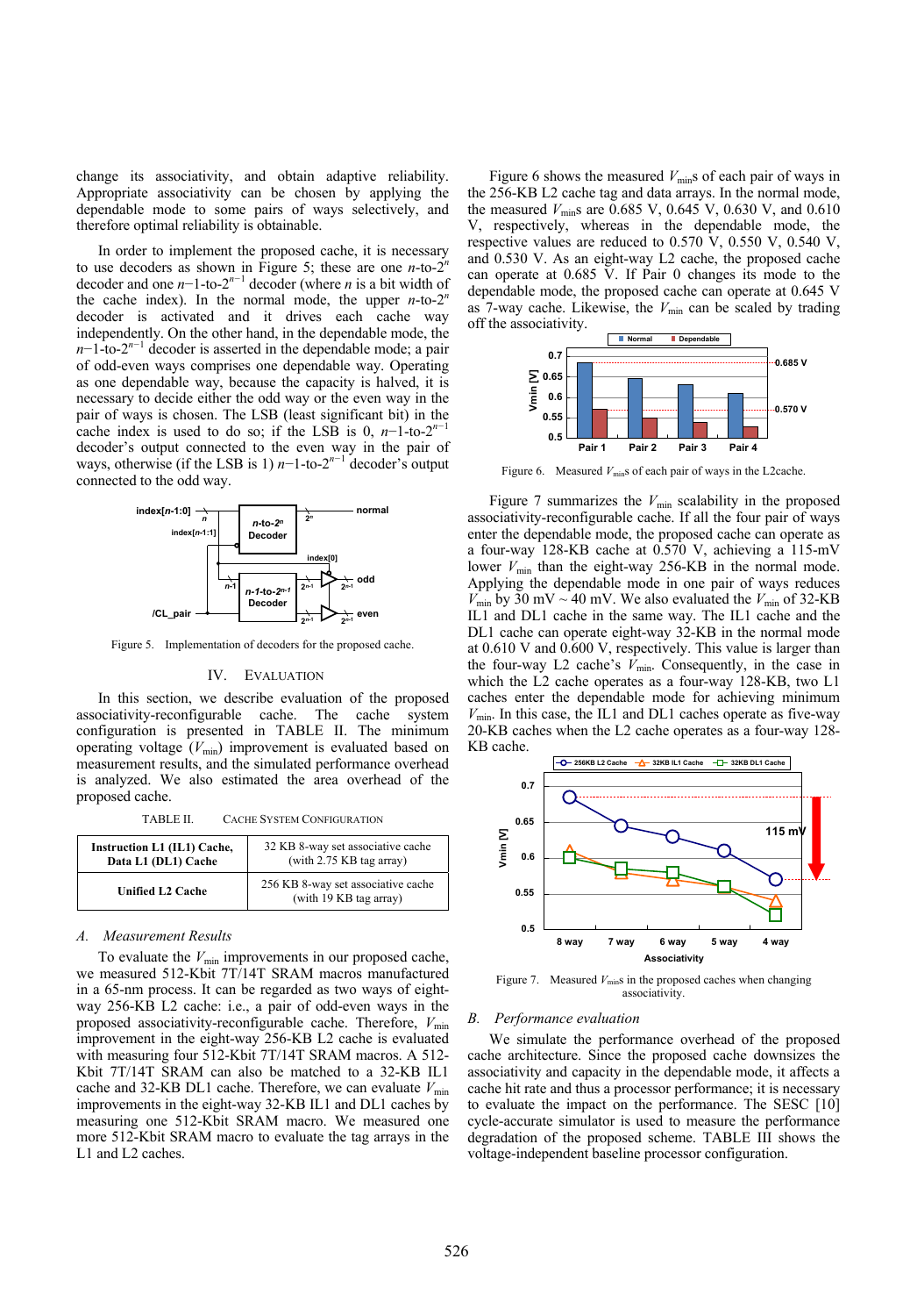change its associativity, and obtain adaptive reliability. Appropriate associativity can be chosen by applying the dependable mode to some pairs of ways selectively, and therefore optimal reliability is obtainable.

In order to implement the proposed cache, it is necessary to use decoders as shown in Figure 5; these are one $n$-to-$2^n$ decoder and one $n-1$-to-$2^{n-1}$ decoder (where $n$ is a bit width of the cache index). In the normal mode, the upper $n$-to-$2^n$ decoder is activated and it drives each cache way independently. On the other hand, in the dependable mode, the $n-1$-to-$2^{n-1}$ decoder is asserted in the dependable mode; a pair of odd-even ways comprises one dependable way. Operating as one dependable way, because the capacity is halved, it is necessary to decide either the odd way or the even way in the pair of ways is chosen. The LSB (least significant bit) in the cache index is used to do so; if the LSB is 0, $n-1$-to-$2^{n-1}$ decoder's output connected to the even way in the pair of ways, otherwise (if the LSB is 1) $n-1$-to-$2^{n-1}$ decoder's output connected to the odd way.

Figure 5. Implementation of decoders for the proposed cache.

## IV. Evaluation

In this section, we describe evaluation of the proposed associativity-reconfigurable cache. The cache system configuration is presented in TABLE II. The minimum operating voltage ($V_{min}$) improvement is evaluated based on measurement results, and the simulated performance overhead is analyzed. We also estimated the area overhead of the proposed cache.

TABLE II. Cache System Configuration

| | |
|---|---|
| **Instruction L1 (IL1) Cache, Data L1 (DL1) Cache** | 32 KB 8-way set associative cache (with 2.75 KB tag array) |
| **Unified L2 Cache** | 256 KB 8-way set associative cache (with 19 KB tag array) |

### A. Measurement Results

To evaluate the $V_{min}$ improvements in our proposed cache, we measured 512-Kbit 7T/14T SRAM macros manufactured in a 65-nm process. It can be regarded as two ways of eight-way 256-KB L2 cache: i.e., a pair of odd-even ways in the proposed associativity-reconfigurable cache. Therefore, $V_{min}$ improvement in the eight-way 256-KB L2 cache is evaluated with measuring four 512-Kbit 7T/14T SRAM macros. A 512-Kbit 7T/14T SRAM can also be matched to a 32-KB IL1 cache and 32-KB DL1 cache. Therefore, we can evaluate $V_{min}$ improvements in the eight-way 32-KB IL1 and DL1 caches by measuring one 512-Kbit SRAM macro. We measured one more 512-Kbit SRAM macro to evaluate the tag arrays in the L1 and L2 caches.

Figure 6 shows the measured $V_{min}$s of each pair of ways in the 256-KB L2 cache tag and data arrays. In the normal mode, the measured $V_{min}$s are 0.685 V, 0.645 V, 0.630 V, and 0.610 V, respectively, whereas in the dependable mode, the respective values are reduced to 0.570 V, 0.550 V, 0.540 V, and 0.530 V. As an eight-way L2 cache, the proposed cache can operate at 0.685 V. If Pair 0 changes its mode to the dependable mode, the proposed cache can operate at 0.645 V as 7-way cache. Likewise, the $V_{min}$ can be scaled by trading off the associativity.

Figure 6. Measured $V_{min}$s of each pair of ways in the L2cache.

Figure 7 summarizes the $V_{min}$ scalability in the proposed associativity-reconfigurable cache. If all the four pair of ways enter the dependable mode, the proposed cache can operate as a four-way 128-KB cache at 0.570 V, achieving a 115-mV lower $V_{min}$ than the eight-way 256-KB in the normal mode. Applying the dependable mode in one pair of ways reduces $V_{min}$ by 30 mV ~ 40 mV. We also evaluated the $V_{min}$ of 32-KB IL1 and DL1 cache in the same way. The IL1 cache and the DL1 cache can operate eight-way 32-KB in the normal mode at 0.610 V and 0.600 V, respectively. This value is larger than the four-way L2 cache's $V_{min}$. Consequently, in the case in which the L2 cache operates as a four-way 128-KB, two L1 caches enter the dependable mode for achieving minimum $V_{min}$. In this case, the IL1 and DL1 caches operate as five-way 20-KB caches when the L2 cache operates as a four-way 128-KB cache.

Figure 7. Measured $V_{min}$s in the proposed caches when changing associativity.

### B. Performance evaluation

We simulate the performance overhead of the proposed cache architecture. Since the proposed cache downsizes the associativity and capacity in the dependable mode, it affects a cache hit rate and thus a processor performance; it is necessary to evaluate the impact on the performance. The SESC [10] cycle-accurate simulator is used to measure the performance degradation of the proposed scheme. TABLE III shows the voltage-independent baseline processor configuration.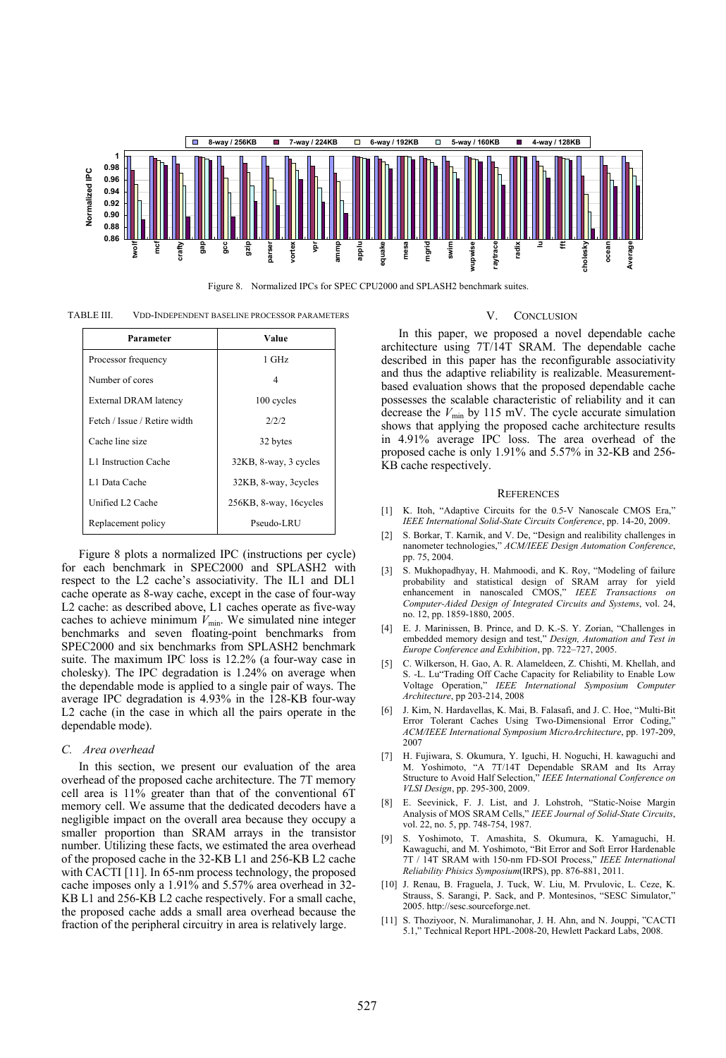8-way / 256KB
7-way / 224KB
6-way / 192KB
5-way / 160KB
4-way / 128KB

Normalized IPC

1
0.98
0.96
0.94
0.92
0.90
0.88
0.86

twolf
mcf
crafty
gap
gcc
gzip
parser
vortex
vpr
ammp
applu
equake
mesa
mgrid
swim
wupwise
raytrace
radix
lu
fft
cholesky
ocean
Average

Figure 8. Normalized IPCs for SPEC CPU2000 and SPLASH2 benchmark suites.

TABLE III. VDD-INDEPENDENT BASELINE PROCESSOR PARAMETERS

| Parameter | Value |
|---|---|
| Processor frequency | 1 GHz |
| Number of cores | 4 |
| External DRAM latency | 100 cycles |
| Fetch / Issue / Retire width | 2/2/2 |
| Cache line size | 32 bytes |
| L1 Instruction Cache | 32KB, 8-way, 3 cycles |
| L1 Data Cache | 32KB, 8-way, 3cycles |
| Unified L2 Cache | 256KB, 8-way, 16cycles |
| Replacement policy | Pseudo-LRU |

Figure 8 plots a normalized IPC (instructions per cycle) for each benchmark in SPEC2000 and SPLASH2 with respect to the L2 cache's associativity. The IL1 and DL1 cache operate as 8-way cache, except in the case of four-way L2 cache: as described above, L1 caches operate as five-way caches to achieve minimum $V_{\min}$. We simulated nine integer benchmarks and seven floating-point benchmarks from SPEC2000 and six benchmarks from SPLASH2 benchmark suite. The maximum IPC loss is 12.2% (a four-way case in cholesky). The IPC degradation is 1.24% on average when the dependable mode is applied to a single pair of ways. The average IPC degradation is 4.93% in the 128-KB four-way L2 cache (in the case in which all the pairs operate in the dependable mode).

### C. Area overhead

In this section, we present our evaluation of the area overhead of the proposed cache architecture. The 7T memory cell area is 11% greater than that of the conventional 6T memory cell. We assume that the dedicated decoders have a negligible impact on the overall area because they occupy a smaller proportion than SRAM arrays in the transistor number. Utilizing these facts, we estimated the area overhead of the proposed cache in the 32-KB L1 and 256-KB L2 cache with CACTI [11]. In 65-nm process technology, the proposed cache imposes only a 1.91% and 5.57% area overhead in 32-KB L1 and 256-KB L2 cache respectively. For a small cache, the proposed cache adds a small area overhead because the fraction of the peripheral circuitry in area is relatively large.

## V. CONCLUSION

In this paper, we proposed a novel dependable cache architecture using 7T/14T SRAM. The dependable cache described in this paper has the reconfigurable associativity and thus the adaptive reliability is realizable. Measurement-based evaluation shows that the proposed dependable cache possesses the scalable characteristic of reliability and it can decrease the $V_{\min}$ by 115 mV. The cycle accurate simulation shows that applying the proposed cache architecture results in 4.91% average IPC loss. The area overhead of the proposed cache is only 1.91% and 5.57% in 32-KB and 256-KB cache respectively.

## REFERENCES

[1] K. Itoh, "Adaptive Circuits for the 0.5-V Nanoscale CMOS Era," *IEEE International Solid-State Circuits Conference*, pp. 14-20, 2009.

[2] S. Borkar, T. Karnik, and V. De, "Design and realibility challenges in nanometer technologies," *ACM/IEEE Design Automation Conference*, pp. 75, 2004.

[3] S. Mukhopadhyay, H. Mahmoodi, and K. Roy, "Modeling of failure probability and statistical design of SRAM array for yield enhancement in nanoscaled CMOS," *IEEE Transactions on Computer-Aided Design of Integrated Circuits and Systems*, vol. 24, no. 12, pp. 1859-1880, 2005.

[4] E. J. Marinissen, B. Prince, and D. K.-S. Y. Zorian, "Challenges in embedded memory design and test," *Design, Automation and Test in Europe Conference and Exhibition*, pp. 722–727, 2005.

[5] C. Wilkerson, H. Gao, A. R. Alameldeen, Z. Chishti, M. Khellah, and S. -L. Lu"Trading Off Cache Capacity for Reliability to Enable Low Voltage Operation," *IEEE International Symposium Computer Architecture*, pp 203-214, 2008

[6] J. Kim, N. Hardavellas, K. Mai, B. Falasafi, and J. C. Hoe, "Multi-Bit Error Tolerant Caches Using Two-Dimensional Error Coding," *ACM/IEEE International Symposium MicroArchitecture*, pp. 197-209, 2007

[7] H. Fujiwara, S. Okumura, Y. Iguchi, H. Noguchi, H. kawaguchi and M. Yoshimoto, "A 7T/14T Dependable SRAM and Its Array Structure to Avoid Half Selection," *IEEE International Conference on VLSI Design*, pp. 295-300, 2009.

[8] E. Seevinick, F. J. List, and J. Lohstroh, "Static-Noise Margin Analysis of MOS SRAM Cells," *IEEE Journal of Solid-State Circuits*, vol. 22, no. 5, pp. 748-754, 1987.

[9] S. Yoshimoto, T. Amashita, S. Okumura, K. Yamaguchi, H. Kawaguchi, and M. Yoshimoto, "Bit Error and Soft Error Hardenable 7T / 14T SRAM with 150-nm FD-SOI Process," *IEEE International Reliability Phisics Symposium*(IRPS), pp. 876-881, 2011.

[10] J. Renau, B. Fraguela, J. Tuck, W. Liu, M. Prvulovic, L. Ceze, K. Strauss, S. Sarangi, P. Sack, and P. Montesinos, "SESC Simulator," 2005. http://sesc.sourceforge.net.

[11] S. Thoziyoor, N. Muralimanohar, J. H. Ahn, and N. Jouppi, "CACTI 5.1," Technical Report HPL-2008-20, Hewlett Packard Labs, 2008.